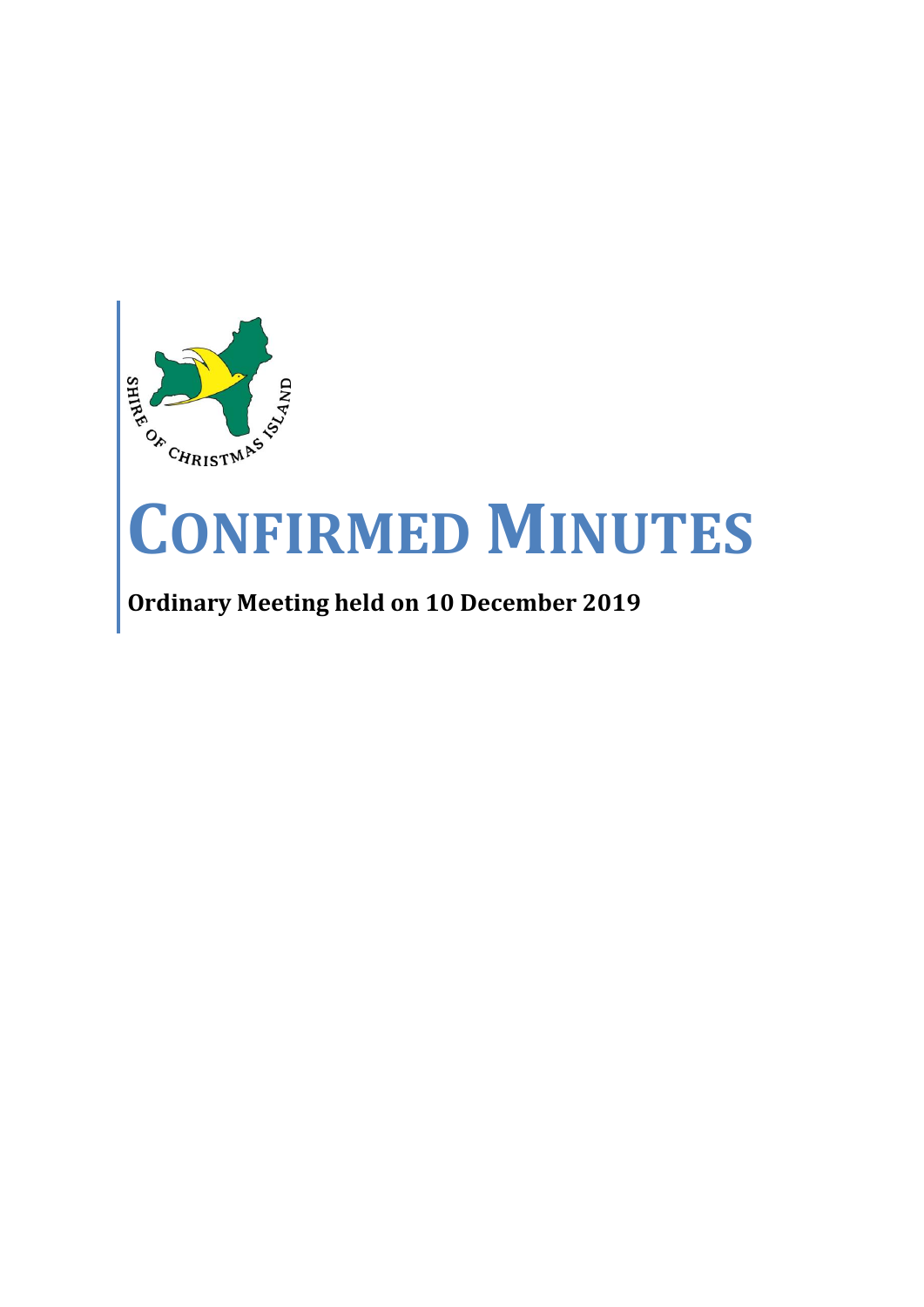# CONFIRMED MINUTES

**Ordinary Meeting held on 10 December 2019**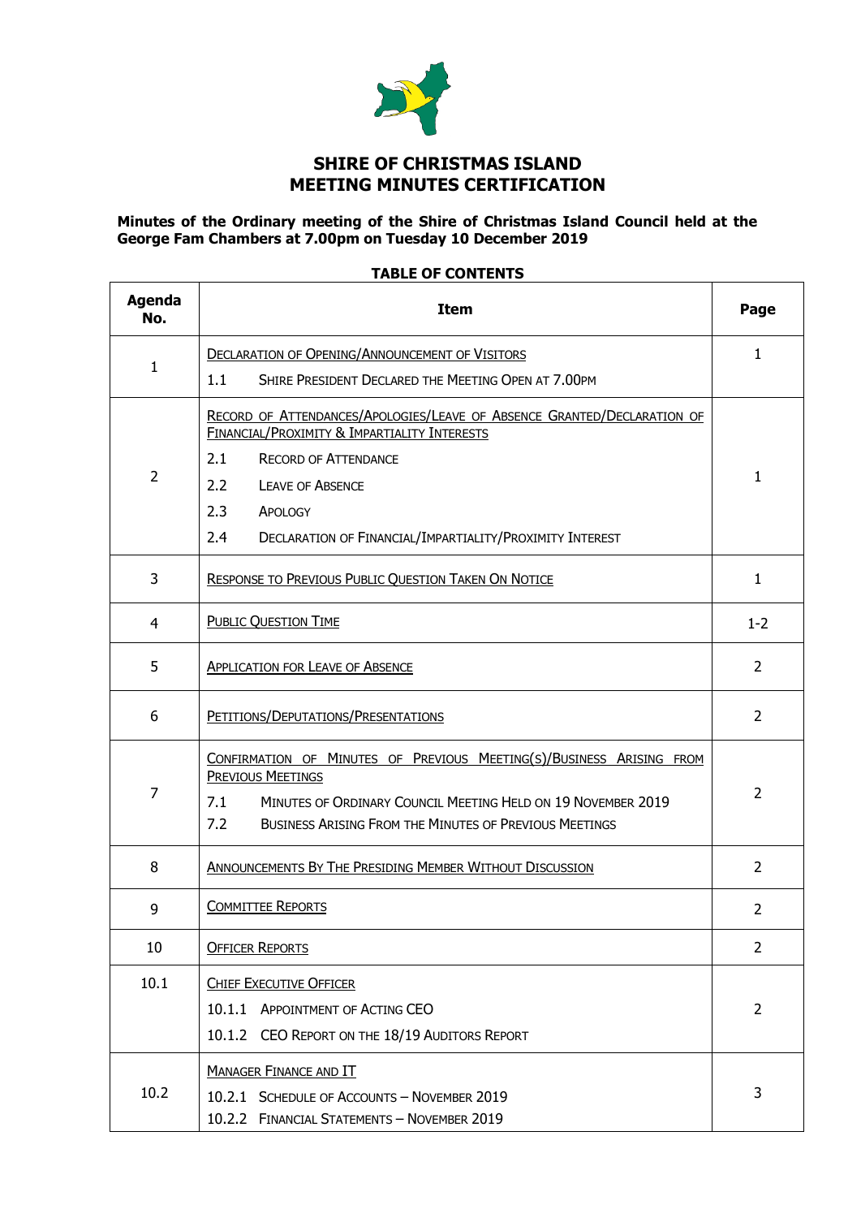# SHIRE OF CHRISTMAS ISLAND MEETING MINUTES CERTIFICATION

**Minutes of the Ordinary meeting of the Shire of Christmas Island Council held at the George Fam Chambers at 7.00pm on Tuesday 10 December 2019**

**TABLE OF CONTENTS**

| Agenda No. | Item | Page |
|---|---|---|
| 1 | DECLARATION OF OPENING/ANNOUNCEMENT OF VISITORS<br>1.1 SHIRE PRESIDENT DECLARED THE MEETING OPEN AT 7.00PM | 1 |
| 2 | RECORD OF ATTENDANCES/APOLOGIES/LEAVE OF ABSENCE GRANTED/DECLARATION OF FINANCIAL/PROXIMITY & IMPARTIALITY INTERESTS<br>2.1 RECORD OF ATTENDANCE<br>2.2 LEAVE OF ABSENCE<br>2.3 APOLOGY<br>2.4 DECLARATION OF FINANCIAL/IMPARTIALITY/PROXIMITY INTEREST | 1 |
| 3 | RESPONSE TO PREVIOUS PUBLIC QUESTION TAKEN ON NOTICE | 1 |
| 4 | PUBLIC QUESTION TIME | 1-2 |
| 5 | APPLICATION FOR LEAVE OF ABSENCE | 2 |
| 6 | PETITIONS/DEPUTATIONS/PRESENTATIONS | 2 |
| 7 | CONFIRMATION OF MINUTES OF PREVIOUS MEETING(S)/BUSINESS ARISING FROM PREVIOUS MEETINGS<br>7.1 MINUTES OF ORDINARY COUNCIL MEETING HELD ON 19 NOVEMBER 2019<br>7.2 BUSINESS ARISING FROM THE MINUTES OF PREVIOUS MEETINGS | 2 |
| 8 | ANNOUNCEMENTS BY THE PRESIDING MEMBER WITHOUT DISCUSSION | 2 |
| 9 | COMMITTEE REPORTS | 2 |
| 10 | OFFICER REPORTS | 2 |
| 10.1 | CHIEF EXECUTIVE OFFICER<br>10.1.1 APPOINTMENT OF ACTING CEO<br>10.1.2 CEO REPORT ON THE 18/19 AUDITORS REPORT | 2 |
| 10.2 | MANAGER FINANCE AND IT<br>10.2.1 SCHEDULE OF ACCOUNTS – NOVEMBER 2019<br>10.2.2 FINANCIAL STATEMENTS – NOVEMBER 2019 | 3 |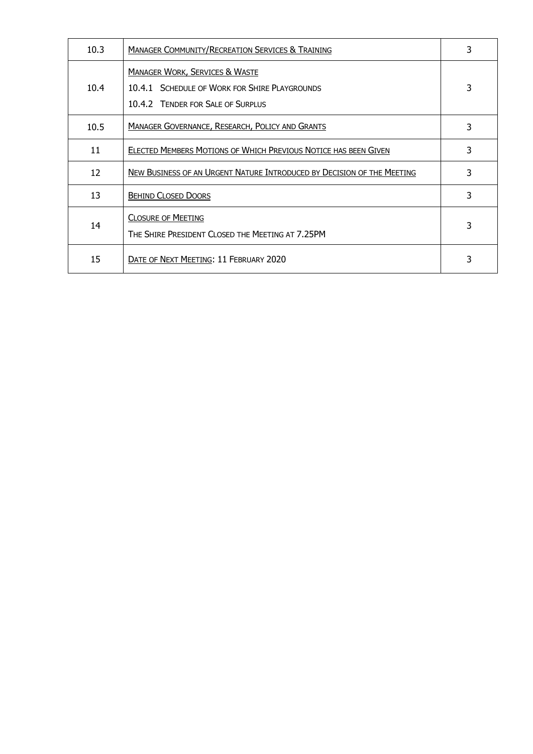| 10.3 | MANAGER COMMUNITY/RECREATION SERVICES & TRAINING | 3 |
|---|---|---|
| 10.4 | MANAGER WORK, SERVICES & WASTE<br>10.4.1 SCHEDULE OF WORK FOR SHIRE PLAYGROUNDS<br>10.4.2 TENDER FOR SALE OF SURPLUS | 3 |
| 10.5 | MANAGER GOVERNANCE, RESEARCH, POLICY AND GRANTS | 3 |
| 11 | ELECTED MEMBERS MOTIONS OF WHICH PREVIOUS NOTICE HAS BEEN GIVEN | 3 |
| 12 | NEW BUSINESS OF AN URGENT NATURE INTRODUCED BY DECISION OF THE MEETING | 3 |
| 13 | BEHIND CLOSED DOORS | 3 |
| 14 | CLOSURE OF MEETING<br>THE SHIRE PRESIDENT CLOSED THE MEETING AT 7.25PM | 3 |
| 15 | DATE OF NEXT MEETING: 11 FEBRUARY 2020 | 3 |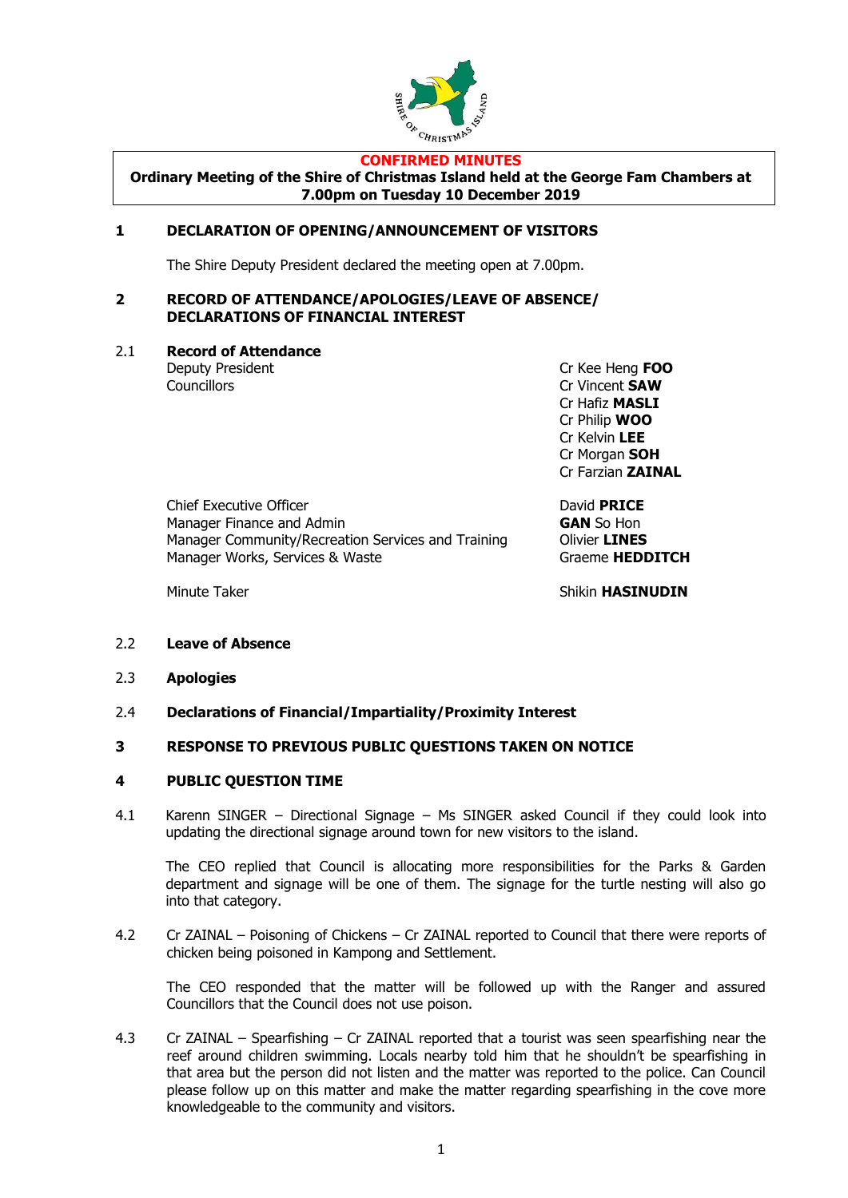**CONFIRMED MINUTES**

**Ordinary Meeting of the Shire of Christmas Island held at the George Fam Chambers at 7.00pm on Tuesday 10 December 2019**

## 1 DECLARATION OF OPENING/ANNOUNCEMENT OF VISITORS

The Shire Deputy President declared the meeting open at 7.00pm.

## 2 RECORD OF ATTENDANCE/APOLOGIES/LEAVE OF ABSENCE/ DECLARATIONS OF FINANCIAL INTEREST

### 2.1 Record of Attendance

| | |
|---|---|
| Deputy President | Cr Kee Heng **FOO** |
| Councillors | Cr Vincent **SAW** |
| | Cr Hafiz **MASLI** |
| | Cr Philip **WOO** |
| | Cr Kelvin **LEE** |
| | Cr Morgan **SOH** |
| | Cr Farzian **ZAINAL** |
| Chief Executive Officer | David **PRICE** |
| Manager Finance and Admin | **GAN** So Hon |
| Manager Community/Recreation Services and Training | Olivier **LINES** |
| Manager Works, Services & Waste | Graeme **HEDDITCH** |
| Minute Taker | Shikin **HASINUDIN** |

### 2.2 Leave of Absence

### 2.3 Apologies

### 2.4 Declarations of Financial/Impartiality/Proximity Interest

## 3 RESPONSE TO PREVIOUS PUBLIC QUESTIONS TAKEN ON NOTICE

## 4 PUBLIC QUESTION TIME

4.1 Karenn SINGER – Directional Signage – Ms SINGER asked Council if they could look into updating the directional signage around town for new visitors to the island.

The CEO replied that Council is allocating more responsibilities for the Parks & Garden department and signage will be one of them. The signage for the turtle nesting will also go into that category.

4.2 Cr ZAINAL – Poisoning of Chickens – Cr ZAINAL reported to Council that there were reports of chicken being poisoned in Kampong and Settlement.

The CEO responded that the matter will be followed up with the Ranger and assured Councillors that the Council does not use poison.

4.3 Cr ZAINAL – Spearfishing – Cr ZAINAL reported that a tourist was seen spearfishing near the reef around children swimming. Locals nearby told him that he shouldn't be spearfishing in that area but the person did not listen and the matter was reported to the police. Can Council please follow up on this matter and make the matter regarding spearfishing in the cove more knowledgeable to the community and visitors.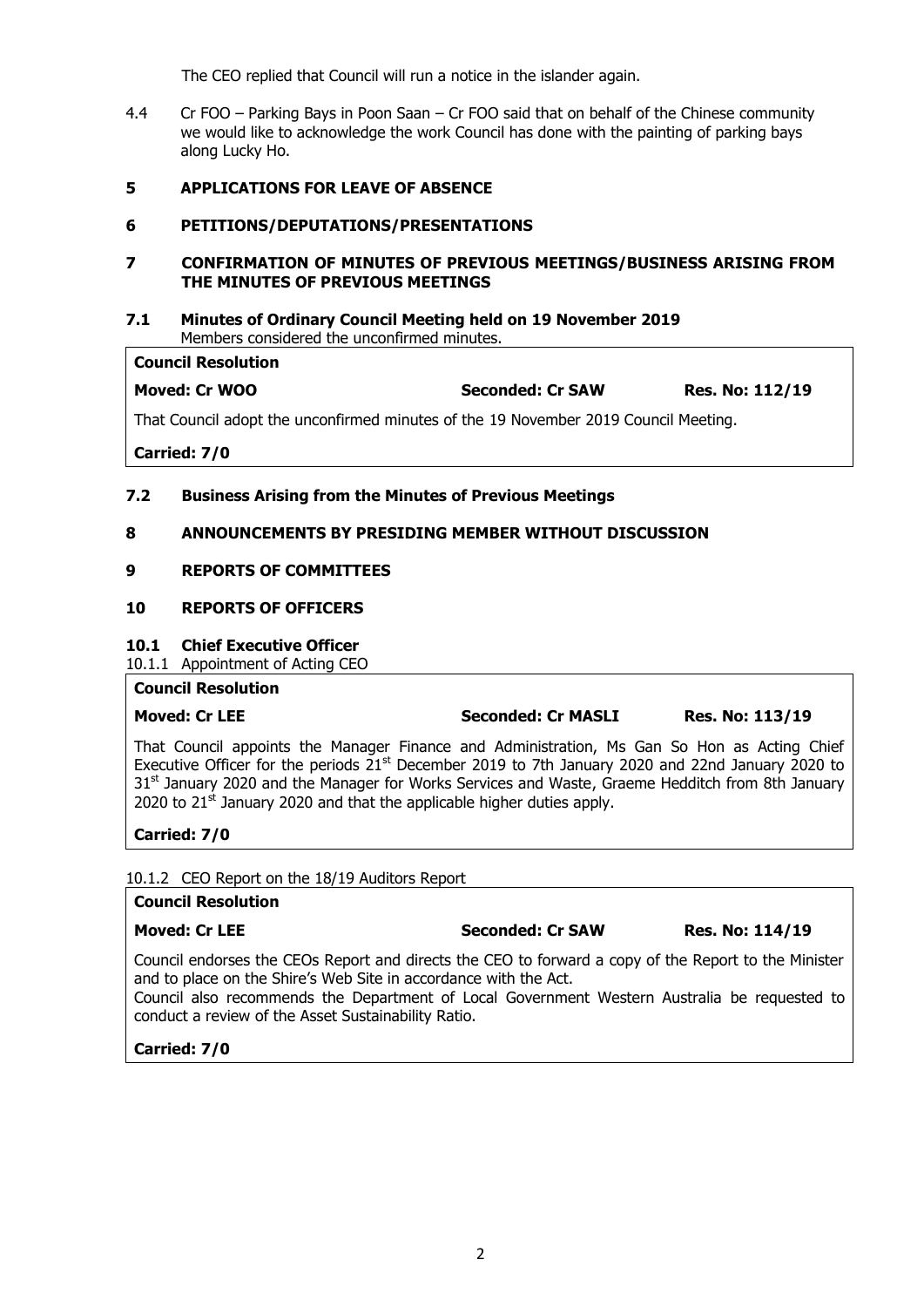The CEO replied that Council will run a notice in the islander again.

4.4 Cr FOO – Parking Bays in Poon Saan – Cr FOO said that on behalf of the Chinese community we would like to acknowledge the work Council has done with the painting of parking bays along Lucky Ho.

## 5 APPLICATIONS FOR LEAVE OF ABSENCE

## 6 PETITIONS/DEPUTATIONS/PRESENTATIONS

## 7 CONFIRMATION OF MINUTES OF PREVIOUS MEETINGS/BUSINESS ARISING FROM THE MINUTES OF PREVIOUS MEETINGS

### 7.1 Minutes of Ordinary Council Meeting held on 19 November 2019

Members considered the unconfirmed minutes.

**Council Resolution**

**Moved: Cr WOO** **Seconded: Cr SAW** **Res. No: 112/19**

That Council adopt the unconfirmed minutes of the 19 November 2019 Council Meeting.

**Carried: 7/0**

### 7.2 Business Arising from the Minutes of Previous Meetings

## 8 ANNOUNCEMENTS BY PRESIDING MEMBER WITHOUT DISCUSSION

## 9 REPORTS OF COMMITTEES

## 10 REPORTS OF OFFICERS

### 10.1 Chief Executive Officer

10.1.1 Appointment of Acting CEO

**Council Resolution**

**Moved: Cr LEE** **Seconded: Cr MASLI** **Res. No: 113/19**

That Council appoints the Manager Finance and Administration, Ms Gan So Hon as Acting Chief Executive Officer for the periods 21st December 2019 to 7th January 2020 and 22nd January 2020 to 31st January 2020 and the Manager for Works Services and Waste, Graeme Hedditch from 8th January 2020 to 21st January 2020 and that the applicable higher duties apply.

**Carried: 7/0**

10.1.2 CEO Report on the 18/19 Auditors Report

**Council Resolution**

**Moved: Cr LEE** **Seconded: Cr SAW** **Res. No: 114/19**

Council endorses the CEOs Report and directs the CEO to forward a copy of the Report to the Minister and to place on the Shire's Web Site in accordance with the Act.
Council also recommends the Department of Local Government Western Australia be requested to conduct a review of the Asset Sustainability Ratio.

**Carried: 7/0**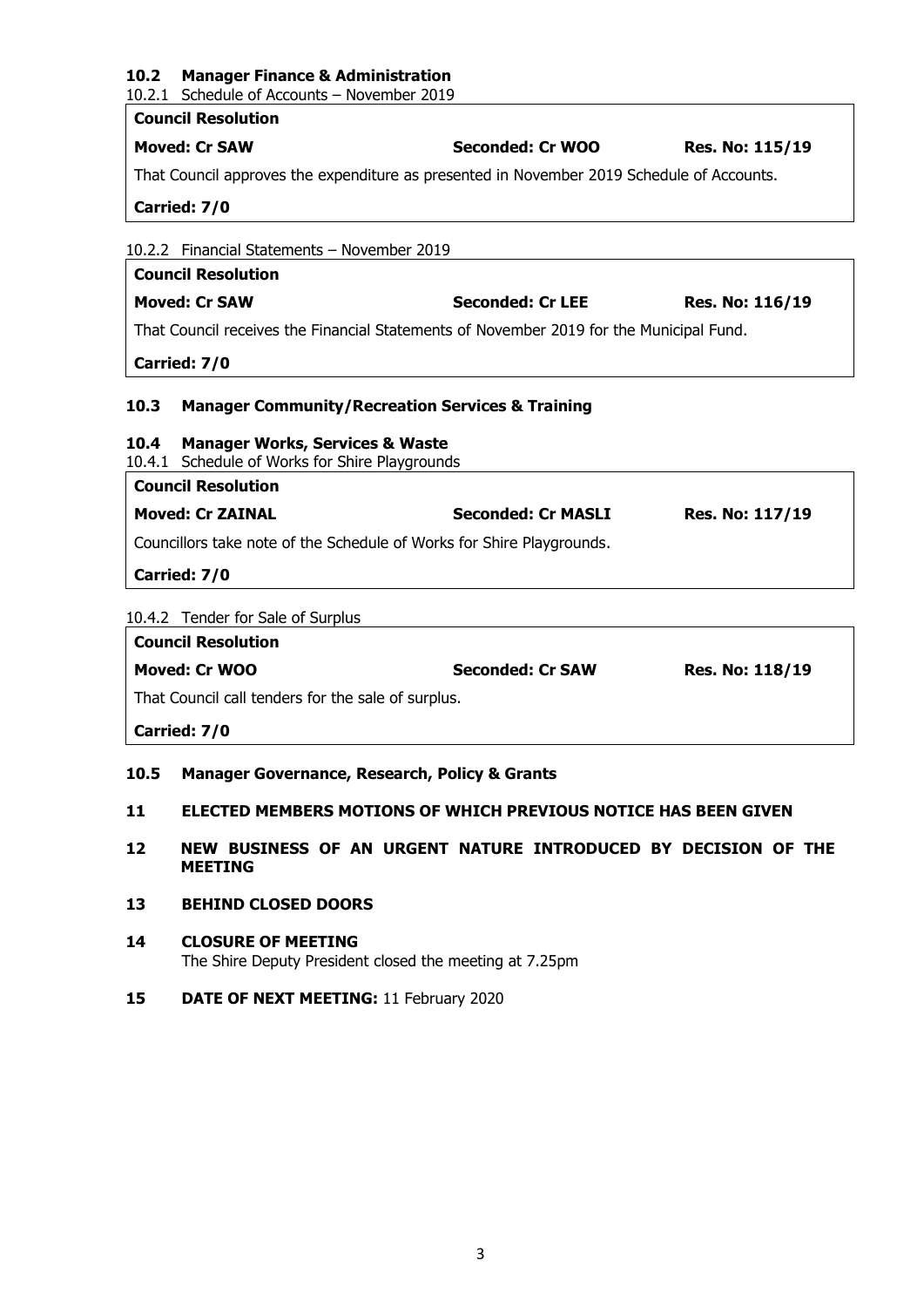### 10.2 Manager Finance & Administration

10.2.1 Schedule of Accounts – November 2019

**Council Resolution**

**Moved: Cr SAW** **Seconded: Cr WOO** **Res. No: 115/19**

That Council approves the expenditure as presented in November 2019 Schedule of Accounts.

**Carried: 7/0**

10.2.2 Financial Statements – November 2019

**Council Resolution**

**Moved: Cr SAW** **Seconded: Cr LEE** **Res. No: 116/19**

That Council receives the Financial Statements of November 2019 for the Municipal Fund.

**Carried: 7/0**

### 10.3 Manager Community/Recreation Services & Training

### 10.4 Manager Works, Services & Waste

10.4.1 Schedule of Works for Shire Playgrounds

**Council Resolution**

**Moved: Cr ZAINAL** **Seconded: Cr MASLI** **Res. No: 117/19**

Councillors take note of the Schedule of Works for Shire Playgrounds.

**Carried: 7/0**

10.4.2 Tender for Sale of Surplus

**Council Resolution**

**Moved: Cr WOO** **Seconded: Cr SAW** **Res. No: 118/19**

That Council call tenders for the sale of surplus.

**Carried: 7/0**

### 10.5 Manager Governance, Research, Policy & Grants

## 11 ELECTED MEMBERS MOTIONS OF WHICH PREVIOUS NOTICE HAS BEEN GIVEN

## 12 NEW BUSINESS OF AN URGENT NATURE INTRODUCED BY DECISION OF THE MEETING

## 13 BEHIND CLOSED DOORS

## 14 CLOSURE OF MEETING

The Shire Deputy President closed the meeting at 7.25pm

## 15 DATE OF NEXT MEETING: 11 February 2020